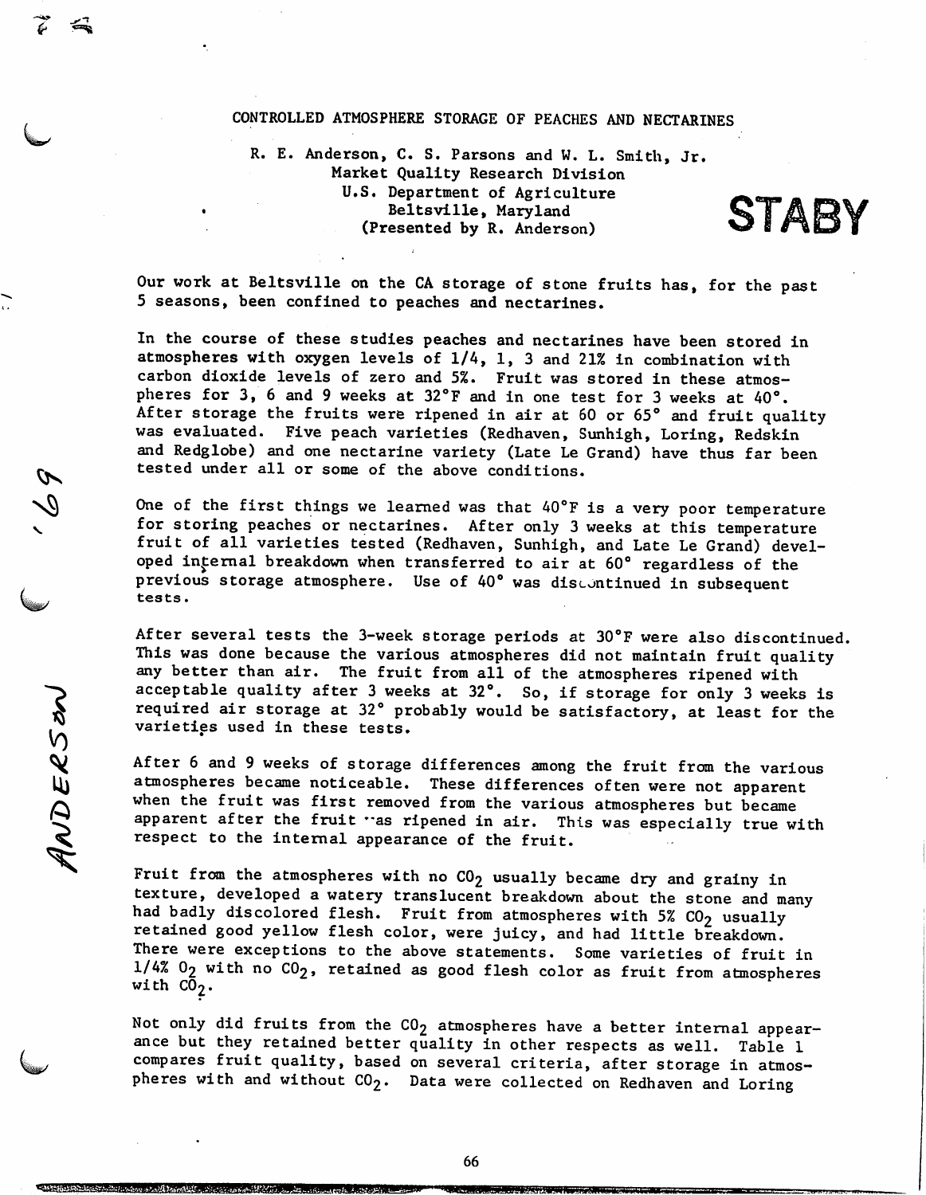# CONTROLLED ATMOSPHERE STORAGE OF PEACHES AND NECTARINES

R. E. Anderson, C. S. Parsons and W. L. Smith, Jr.
Market Quality Research Division
U.S. Department of Agriculture
Beltsville, Maryland
(Presented by R. Anderson)

Our work at Beltsville on the CA storage of stone fruits has, for the past 5 seasons, been confined to peaches and nectarines.

In the course of these studies peaches and nectarines have been stored in atmospheres with oxygen levels of 1/4, 1, 3 and 21% in combination with carbon dioxide levels of zero and 5%. Fruit was stored in these atmospheres for 3, 6 and 9 weeks at 32°F and in one test for 3 weeks at 40°. After storage the fruits were ripened in air at 60 or 65° and fruit quality was evaluated. Five peach varieties (Redhaven, Sunhigh, Loring, Redskin and Redglobe) and one nectarine variety (Late Le Grand) have thus far been tested under all or some of the above conditions.

One of the first things we learned was that 40°F is a very poor temperature for storing peaches or nectarines. After only 3 weeks at this temperature fruit of all varieties tested (Redhaven, Sunhigh, and Late Le Grand) developed internal breakdown when transferred to air at 60° regardless of the previous storage atmosphere. Use of 40° was discontinued in subsequent tests.

After several tests the 3-week storage periods at 30°F were also discontinued. This was done because the various atmospheres did not maintain fruit quality any better than air. The fruit from all of the atmospheres ripened with acceptable quality after 3 weeks at 32°. So, if storage for only 3 weeks is required air storage at 32° probably would be satisfactory, at least for the varieties used in these tests.

After 6 and 9 weeks of storage differences among the fruit from the various atmospheres became noticeable. These differences often were not apparent when the fruit was first removed from the various atmospheres but became apparent after the fruit was ripened in air. This was especially true with respect to the internal appearance of the fruit.

Fruit from the atmospheres with no $CO_2$ usually became dry and grainy in texture, developed a watery translucent breakdown about the stone and many had badly discolored flesh. Fruit from atmospheres with 5% $CO_2$ usually retained good yellow flesh color, were juicy, and had little breakdown. There were exceptions to the above statements. Some varieties of fruit in 1/4% $O_2$ with no $CO_2$, retained as good flesh color as fruit from atmospheres with $CO_2$.

Not only did fruits from the $CO_2$ atmospheres have a better internal appearance but they retained better quality in other respects as well. Table 1 compares fruit quality, based on several criteria, after storage in atmospheres with and without $CO_2$. Data were collected on Redhaven and Loring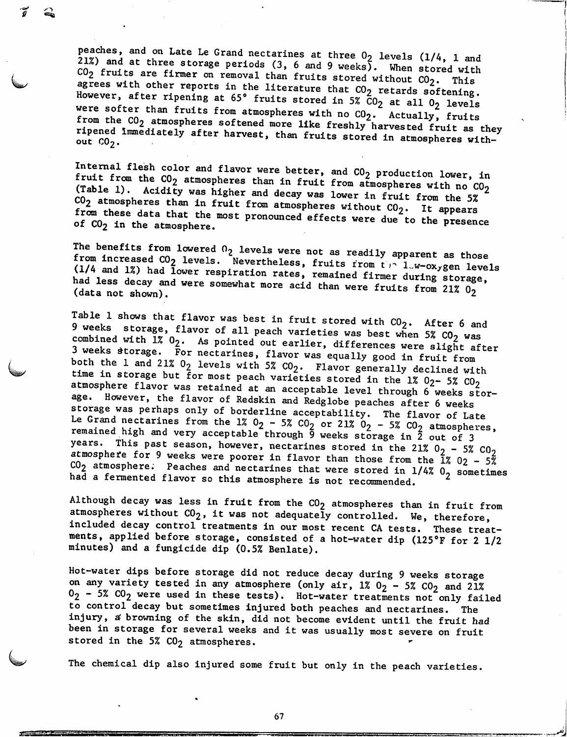peaches, and on Late Le Grand nectarines at three $O_2$ levels (1/4, 1 and 21%) and at three storage periods (3, 6 and 9 weeks). When stored with $CO_2$ fruits are firmer on removal than fruits stored without $CO_2$. This agrees with other reports in the literature that $CO_2$ retards softening. However, after ripening at 65° fruits stored in 5% $CO_2$ at all $O_2$ levels were softer than fruits from atmospheres with no $CO_2$. Actually, fruits from the $CO_2$ atmospheres softened more like freshly harvested fruit as they ripened immediately after harvest, than fruits stored in atmospheres without $CO_2$.

Internal flesh color and flavor were better, and $CO_2$ production lower, in fruit from the $CO_2$ atmospheres than in fruit from atmospheres with no $CO_2$ (Table 1). Acidity was higher and decay was lower in fruit from the 5% $CO_2$ atmospheres than in fruit from atmospheres without $CO_2$. It appears from these data that the most pronounced effects were due to the presence of $CO_2$ in the atmosphere.

The benefits from lowered $O_2$ levels were not as readily apparent as those from increased $CO_2$ levels. Nevertheless, fruits from the low-oxygen levels (1/4 and 1%) had lower respiration rates, remained firmer during storage, had less decay and were somewhat more acid than were fruits from 21% $O_2$ (data not shown).

Table 1 shows that flavor was best in fruit stored with $CO_2$. After 6 and 9 weeks storage, flavor of all peach varieties was best when 5% $CO_2$ was combined with 1% $O_2$. As pointed out earlier, differences were slight after 3 weeks storage. For nectarines, flavor was equally good in fruit from both the 1 and 21% $O_2$ levels with 5% $CO_2$. Flavor generally declined with time in storage but for most peach varieties stored in the 1% $O_2$- 5% $CO_2$ atmosphere flavor was retained at an acceptable level through 6 weeks storage. However, the flavor of Redskin and Redglobe peaches after 6 weeks storage was perhaps only of borderline acceptability. The flavor of Late Le Grand nectarines from the 1% $O_2$ - 5% $CO_2$ or 21% $O_2$ - 5% $CO_2$ atmospheres, remained high and very acceptable through 9 weeks storage in 2 out of 3 years. This past season, however, nectarines stored in the 21% $O_2$ - 5% $CO_2$ atmosphere for 9 weeks were poorer in flavor than those from the 1% $O_2$ - 5% $CO_2$ atmosphere. Peaches and nectarines that were stored in 1/4% $O_2$ sometimes had a fermented flavor so this atmosphere is not recommended.

Although decay was less in fruit from the $CO_2$ atmospheres than in fruit from atmospheres without $CO_2$, it was not adequately controlled. We, therefore, included decay control treatments in our most recent CA tests. These treatments, applied before storage, consisted of a hot-water dip (125°F for 2 1/2 minutes) and a fungicide dip (0.5% Benlate).

Hot-water dips before storage did not reduce decay during 9 weeks storage on any variety tested in any atmosphere (only air, 1% $O_2$ - 5% $CO_2$ and 21% $O_2$ - 5% $CO_2$ were used in these tests). Hot-water treatments not only failed to control decay but sometimes injured both peaches and nectarines. The injury, a browning of the skin, did not become evident until the fruit had been in storage for several weeks and it was usually most severe on fruit stored in the 5% $CO_2$ atmospheres.

The chemical dip also injured some fruit but only in the peach varieties.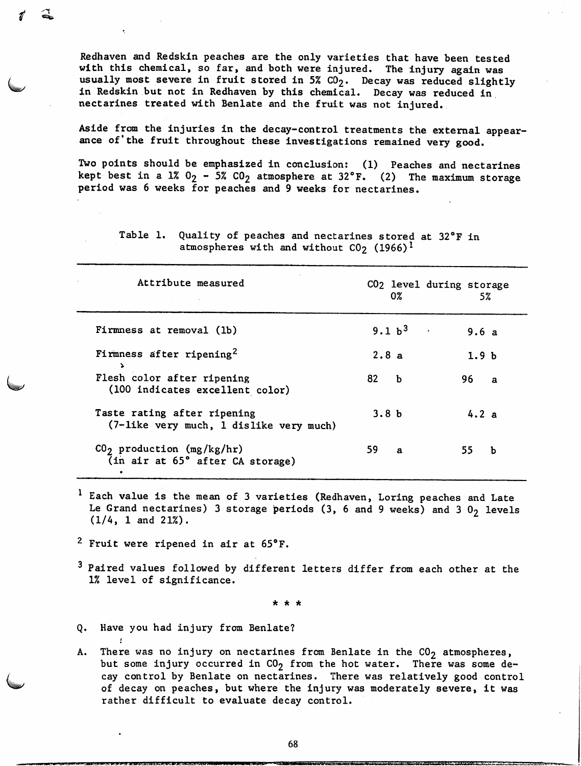Redhaven and Redskin peaches are the only varieties that have been tested with this chemical, so far, and both were injured. The injury again was usually most severe in fruit stored in 5% $CO_2$. Decay was reduced slightly in Redskin but not in Redhaven by this chemical. Decay was reduced in nectarines treated with Benlate and the fruit was not injured.

Aside from the injuries in the decay-control treatments the external appearance of the fruit throughout these investigations remained very good.

Two points should be emphasized in conclusion: (1) Peaches and nectarines kept best in a 1% $O_2$ - 5% $CO_2$ atmosphere at 32°F. (2) The maximum storage period was 6 weeks for peaches and 9 weeks for nectarines.

Table 1. Quality of peaches and nectarines stored at 32°F in atmospheres with and without $CO_2$ (1966)[1]

| Attribute measured | $CO_2$ level during storage 0% | 5% |
|---|---|---|
| Firmness at removal (lb) | 9.1 b[3] | 9.6 a |
| Firmness after ripening[2] | 2.8 a | 1.9 b |
| Flesh color after ripening (100 indicates excellent color) | 82 b | 96 a |
| Taste rating after ripening (7-like very much, 1 dislike very much) | 3.8 b | 4.2 a |
| $CO_2$ production (mg/kg/hr) (in air at 65° after CA storage) | 59 a | 55 b |

[1] Each value is the mean of 3 varieties (Redhaven, Loring peaches and Late Le Grand nectarines) 3 storage periods (3, 6 and 9 weeks) and 3 $O_2$ levels (1/4, 1 and 21%).

[2] Fruit were ripened in air at 65°F.

[3] Paired values followed by different letters differ from each other at the 1% level of significance.

\* \* \*

Q. Have you had injury from Benlate?

A. There was no injury on nectarines from Benlate in the $CO_2$ atmospheres, but some injury occurred in $CO_2$ from the hot water. There was some decay control by Benlate on nectarines. There was relatively good control of decay on peaches, but where the injury was moderately severe, it was rather difficult to evaluate decay control.